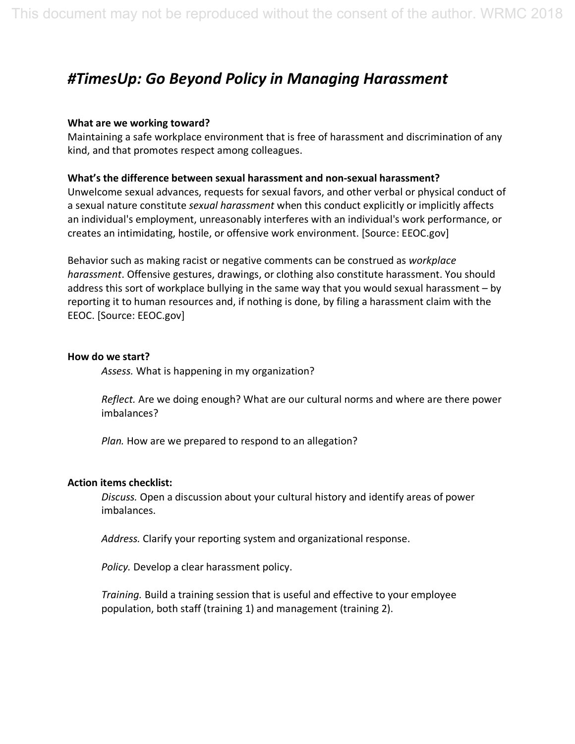# *#TimesUp: Go Beyond Policy in Managing Harassment*

**What are we working toward?**
Maintaining a safe workplace environment that is free of harassment and discrimination of any kind, and that promotes respect among colleagues.

**What's the difference between sexual harassment and non-sexual harassment?**
Unwelcome sexual advances, requests for sexual favors, and other verbal or physical conduct of a sexual nature constitute *sexual harassment* when this conduct explicitly or implicitly affects an individual's employment, unreasonably interferes with an individual's work performance, or creates an intimidating, hostile, or offensive work environment. [Source: EEOC.gov]

Behavior such as making racist or negative comments can be construed as *workplace harassment*. Offensive gestures, drawings, or clothing also constitute harassment. You should address this sort of workplace bullying in the same way that you would sexual harassment – by reporting it to human resources and, if nothing is done, by filing a harassment claim with the EEOC. [Source: EEOC.gov]

**How do we start?**

*Assess.* What is happening in my organization?

*Reflect.* Are we doing enough? What are our cultural norms and where are there power imbalances?

*Plan.* How are we prepared to respond to an allegation?

**Action items checklist:**

*Discuss.* Open a discussion about your cultural history and identify areas of power imbalances.

*Address.* Clarify your reporting system and organizational response.

*Policy.* Develop a clear harassment policy.

*Training.* Build a training session that is useful and effective to your employee population, both staff (training 1) and management (training 2).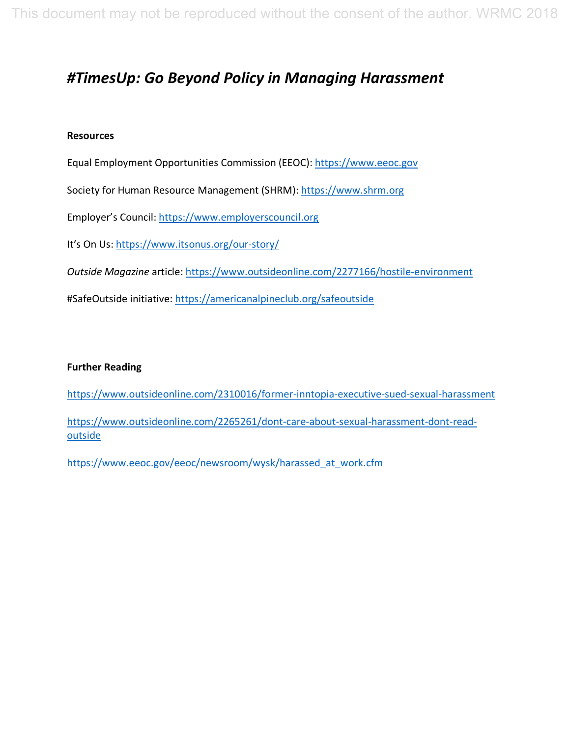# *#TimesUp: Go Beyond Policy in Managing Harassment*

**Resources**

Equal Employment Opportunities Commission (EEOC): https://www.eeoc.gov

Society for Human Resource Management (SHRM): https://www.shrm.org

Employer's Council: https://www.employerscouncil.org

It's On Us: https://www.itsonus.org/our-story/

*Outside Magazine* article: https://www.outsideonline.com/2277166/hostile-environment

#SafeOutside initiative: https://americanalpineclub.org/safeoutside

**Further Reading**

https://www.outsideonline.com/2310016/former-inntopia-executive-sued-sexual-harassment

https://www.outsideonline.com/2265261/dont-care-about-sexual-harassment-dont-read-outside

https://www.eeoc.gov/eeoc/newsroom/wysk/harassed_at_work.cfm